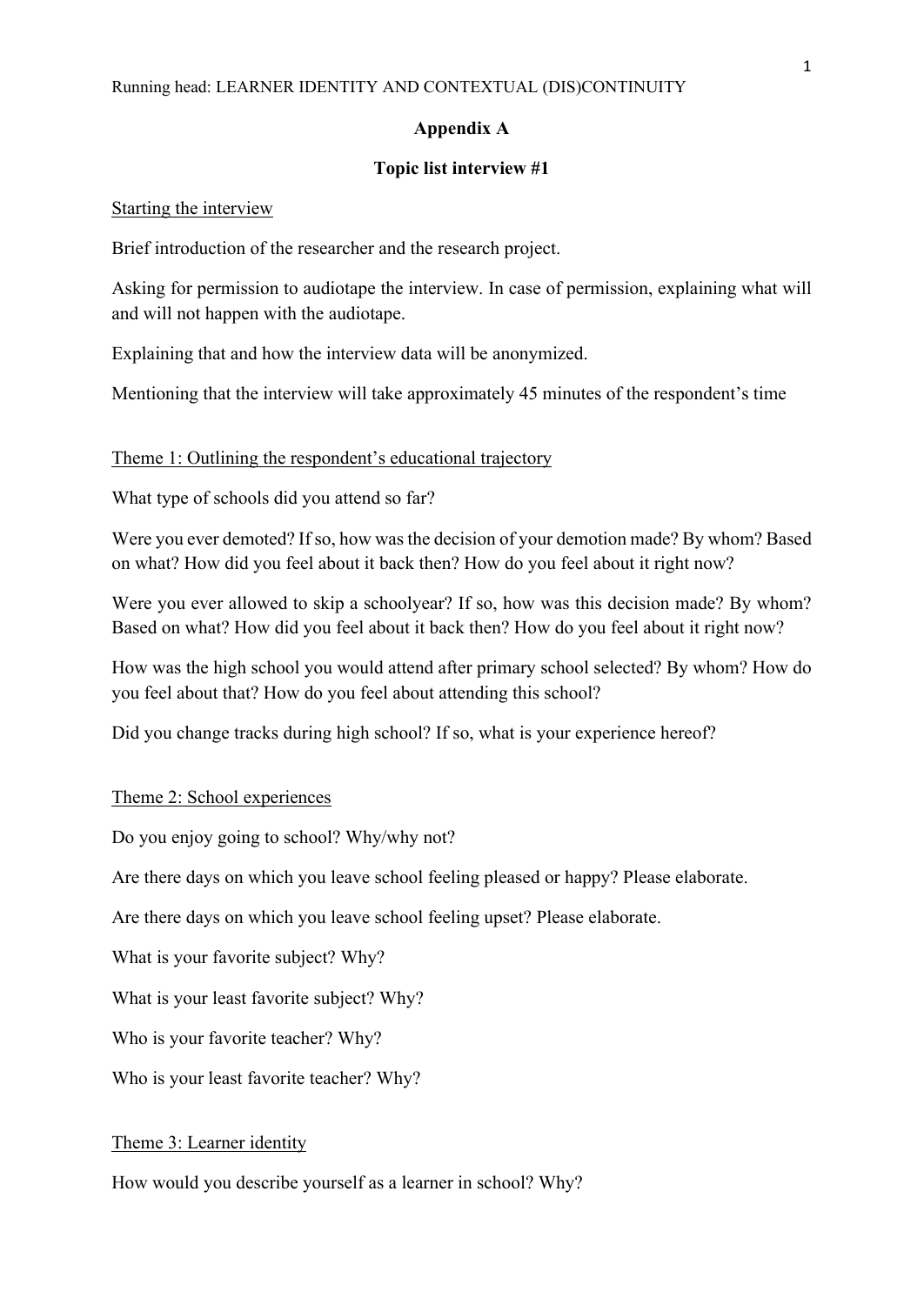## Appendix A

### Topic list interview #1

<u>Starting the interview</u>

Brief introduction of the researcher and the research project.

Asking for permission to audiotape the interview. In case of permission, explaining what will and will not happen with the audiotape.

Explaining that and how the interview data will be anonymized.

Mentioning that the interview will take approximately 45 minutes of the respondent's time

<u>Theme 1: Outlining the respondent's educational trajectory</u>

What type of schools did you attend so far?

Were you ever demoted? If so, how was the decision of your demotion made? By whom? Based on what? How did you feel about it back then? How do you feel about it right now?

Were you ever allowed to skip a schoolyear? If so, how was this decision made? By whom? Based on what? How did you feel about it back then? How do you feel about it right now?

How was the high school you would attend after primary school selected? By whom? How do you feel about that? How do you feel about attending this school?

Did you change tracks during high school? If so, what is your experience hereof?

<u>Theme 2: School experiences</u>

Do you enjoy going to school? Why/why not?

Are there days on which you leave school feeling pleased or happy? Please elaborate.

Are there days on which you leave school feeling upset? Please elaborate.

What is your favorite subject? Why?

What is your least favorite subject? Why?

Who is your favorite teacher? Why?

Who is your least favorite teacher? Why?

<u>Theme 3: Learner identity</u>

How would you describe yourself as a learner in school? Why?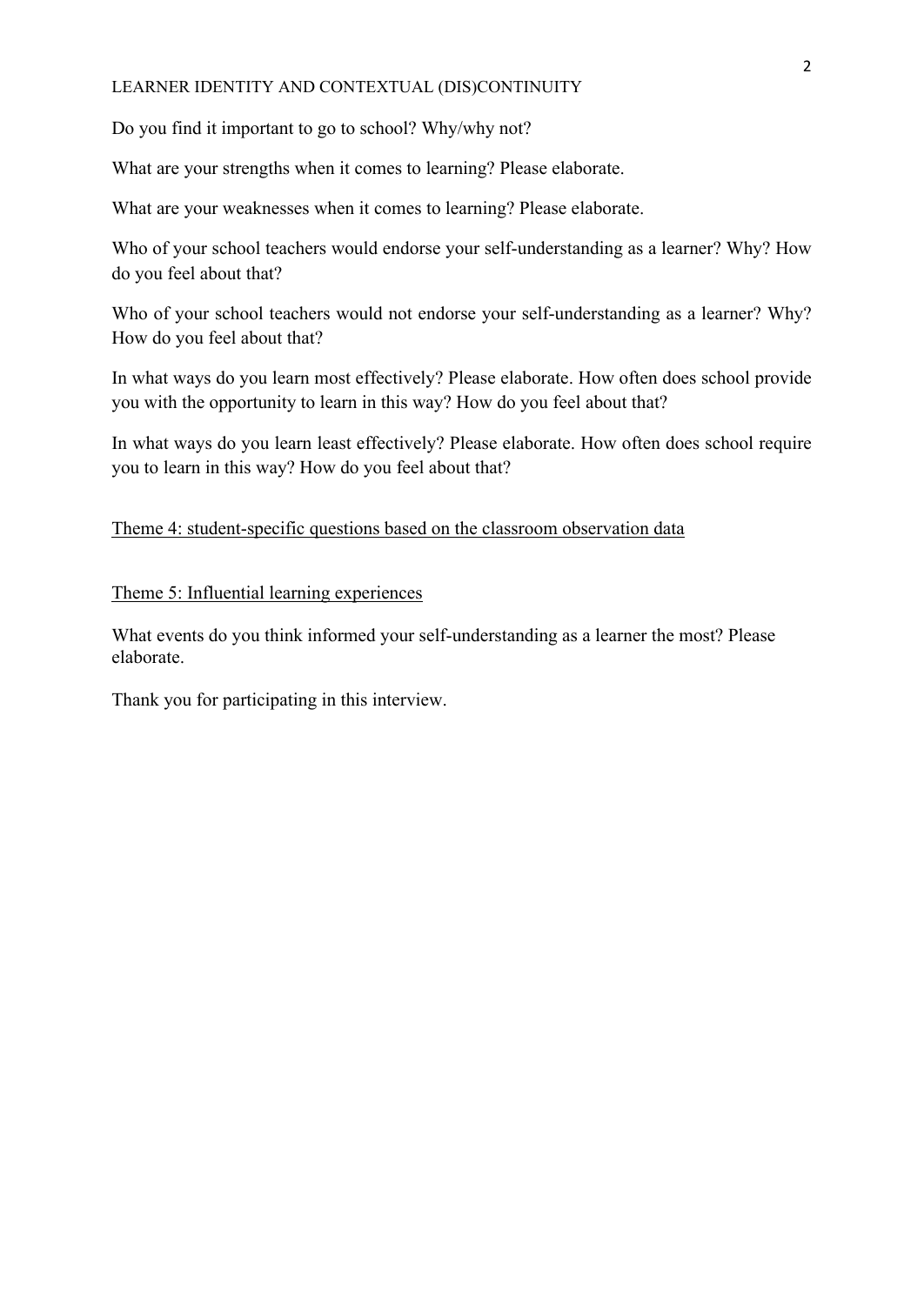Do you find it important to go to school? Why/why not?

What are your strengths when it comes to learning? Please elaborate.

What are your weaknesses when it comes to learning? Please elaborate.

Who of your school teachers would endorse your self-understanding as a learner? Why? How do you feel about that?

Who of your school teachers would not endorse your self-understanding as a learner? Why? How do you feel about that?

In what ways do you learn most effectively? Please elaborate. How often does school provide you with the opportunity to learn in this way? How do you feel about that?

In what ways do you learn least effectively? Please elaborate. How often does school require you to learn in this way? How do you feel about that?

<u>Theme 4: student-specific questions based on the classroom observation data</u>

<u>Theme 5: Influential learning experiences</u>

What events do you think informed your self-understanding as a learner the most? Please elaborate.

Thank you for participating in this interview.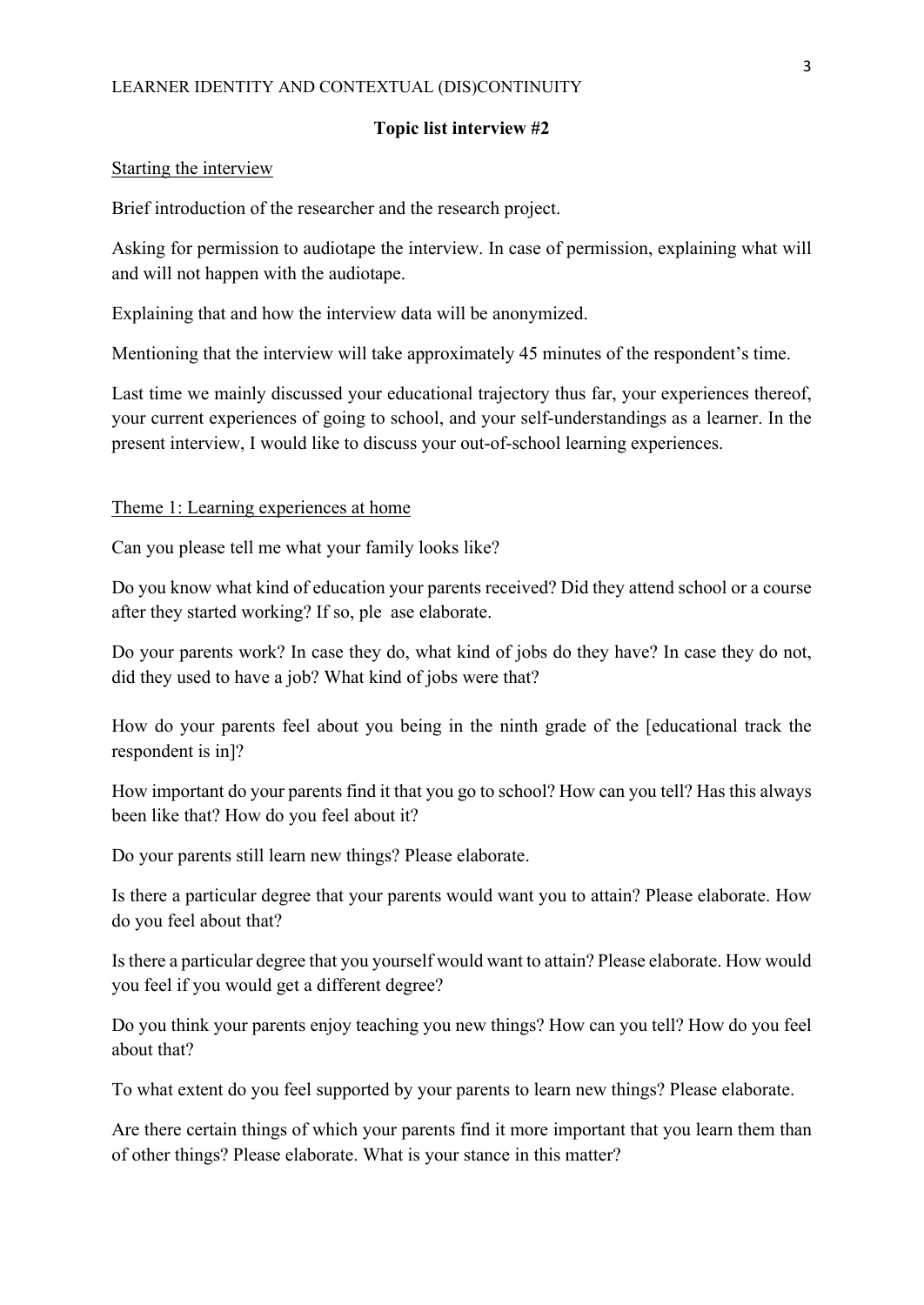**Topic list interview #2**

Starting the interview

Brief introduction of the researcher and the research project.

Asking for permission to audiotape the interview. In case of permission, explaining what will and will not happen with the audiotape.

Explaining that and how the interview data will be anonymized.

Mentioning that the interview will take approximately 45 minutes of the respondent's time.

Last time we mainly discussed your educational trajectory thus far, your experiences thereof, your current experiences of going to school, and your self-understandings as a learner. In the present interview, I would like to discuss your out-of-school learning experiences.

Theme 1: Learning experiences at home

Can you please tell me what your family looks like?

Do you know what kind of education your parents received? Did they attend school or a course after they started working? If so, ple ase elaborate.

Do your parents work? In case they do, what kind of jobs do they have? In case they do not, did they used to have a job? What kind of jobs were that?

How do your parents feel about you being in the ninth grade of the [educational track the respondent is in]?

How important do your parents find it that you go to school? How can you tell? Has this always been like that? How do you feel about it?

Do your parents still learn new things? Please elaborate.

Is there a particular degree that your parents would want you to attain? Please elaborate. How do you feel about that?

Is there a particular degree that you yourself would want to attain? Please elaborate. How would you feel if you would get a different degree?

Do you think your parents enjoy teaching you new things? How can you tell? How do you feel about that?

To what extent do you feel supported by your parents to learn new things? Please elaborate.

Are there certain things of which your parents find it more important that you learn them than of other things? Please elaborate. What is your stance in this matter?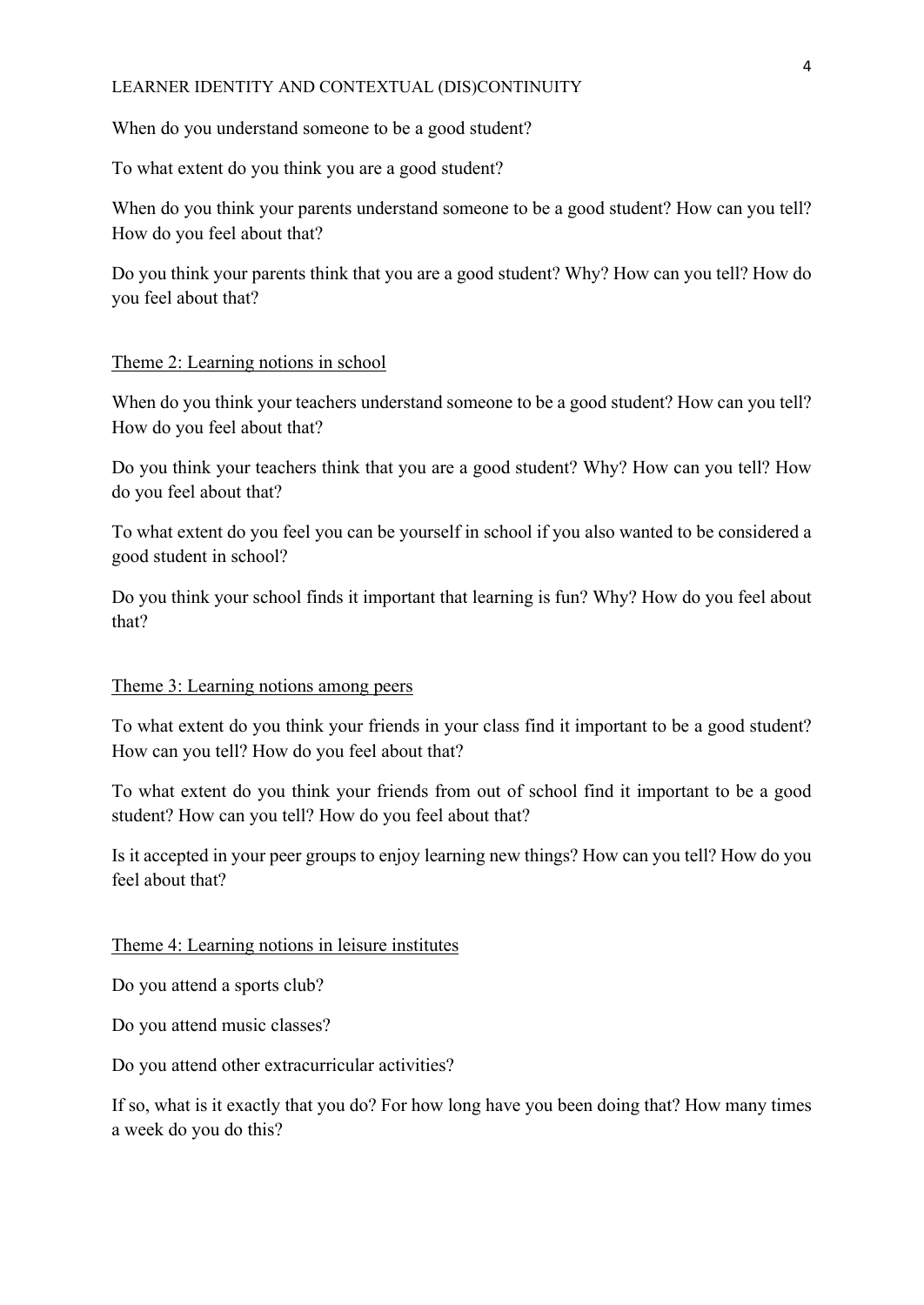When do you understand someone to be a good student?

To what extent do you think you are a good student?

When do you think your parents understand someone to be a good student? How can you tell? How do you feel about that?

Do you think your parents think that you are a good student? Why? How can you tell? How do you feel about that?

### Theme 2: Learning notions in school

When do you think your teachers understand someone to be a good student? How can you tell? How do you feel about that?

Do you think your teachers think that you are a good student? Why? How can you tell? How do you feel about that?

To what extent do you feel you can be yourself in school if you also wanted to be considered a good student in school?

Do you think your school finds it important that learning is fun? Why? How do you feel about that?

### Theme 3: Learning notions among peers

To what extent do you think your friends in your class find it important to be a good student? How can you tell? How do you feel about that?

To what extent do you think your friends from out of school find it important to be a good student? How can you tell? How do you feel about that?

Is it accepted in your peer groups to enjoy learning new things? How can you tell? How do you feel about that?

### Theme 4: Learning notions in leisure institutes

Do you attend a sports club?

Do you attend music classes?

Do you attend other extracurricular activities?

If so, what is it exactly that you do? For how long have you been doing that? How many times a week do you do this?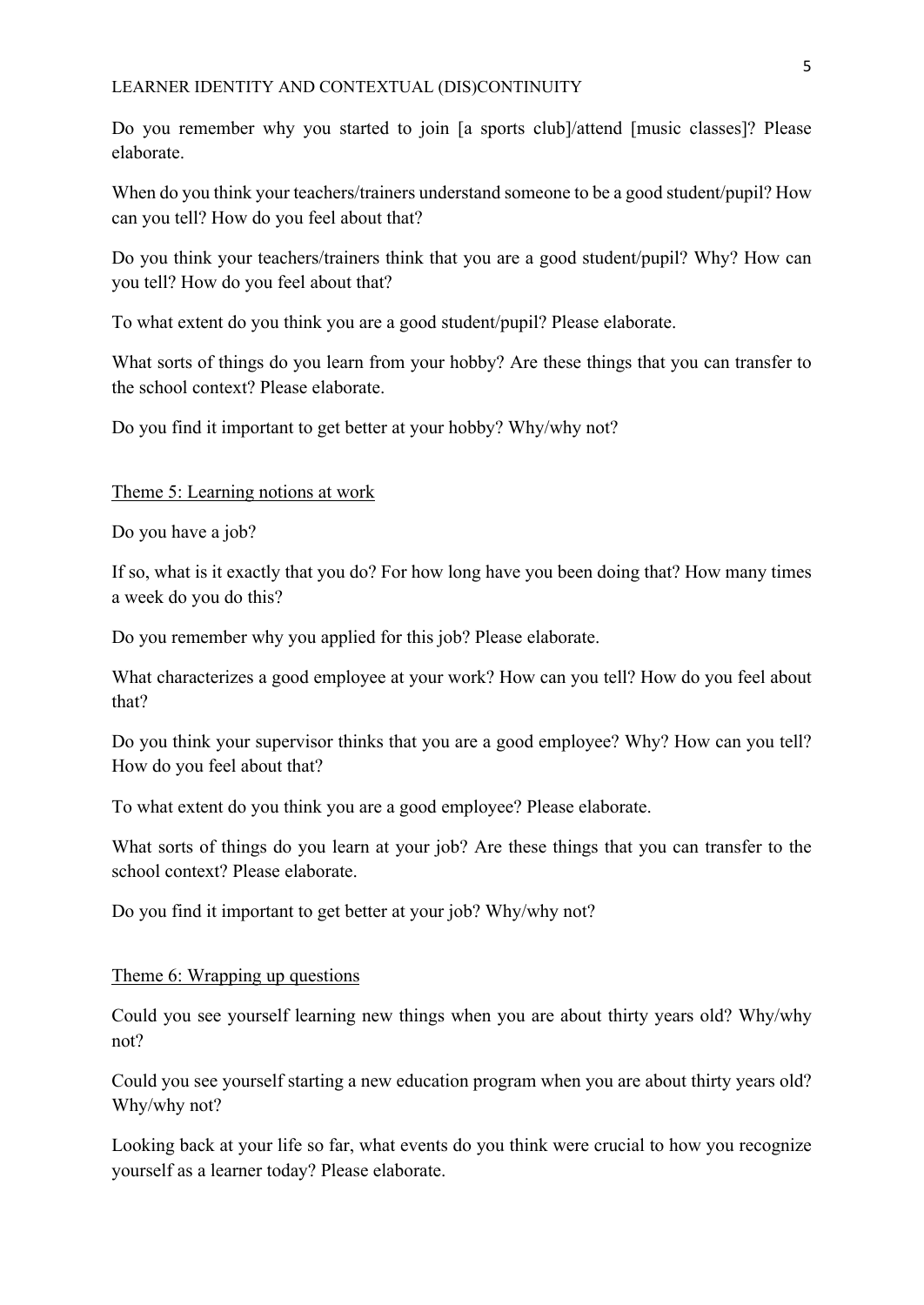Do you remember why you started to join [a sports club]/attend [music classes]? Please elaborate.

When do you think your teachers/trainers understand someone to be a good student/pupil? How can you tell? How do you feel about that?

Do you think your teachers/trainers think that you are a good student/pupil? Why? How can you tell? How do you feel about that?

To what extent do you think you are a good student/pupil? Please elaborate.

What sorts of things do you learn from your hobby? Are these things that you can transfer to the school context? Please elaborate.

Do you find it important to get better at your hobby? Why/why not?

<u>Theme 5: Learning notions at work</u>

Do you have a job?

If so, what is it exactly that you do? For how long have you been doing that? How many times a week do you do this?

Do you remember why you applied for this job? Please elaborate.

What characterizes a good employee at your work? How can you tell? How do you feel about that?

Do you think your supervisor thinks that you are a good employee? Why? How can you tell? How do you feel about that?

To what extent do you think you are a good employee? Please elaborate.

What sorts of things do you learn at your job? Are these things that you can transfer to the school context? Please elaborate.

Do you find it important to get better at your job? Why/why not?

<u>Theme 6: Wrapping up questions</u>

Could you see yourself learning new things when you are about thirty years old? Why/why not?

Could you see yourself starting a new education program when you are about thirty years old? Why/why not?

Looking back at your life so far, what events do you think were crucial to how you recognize yourself as a learner today? Please elaborate.